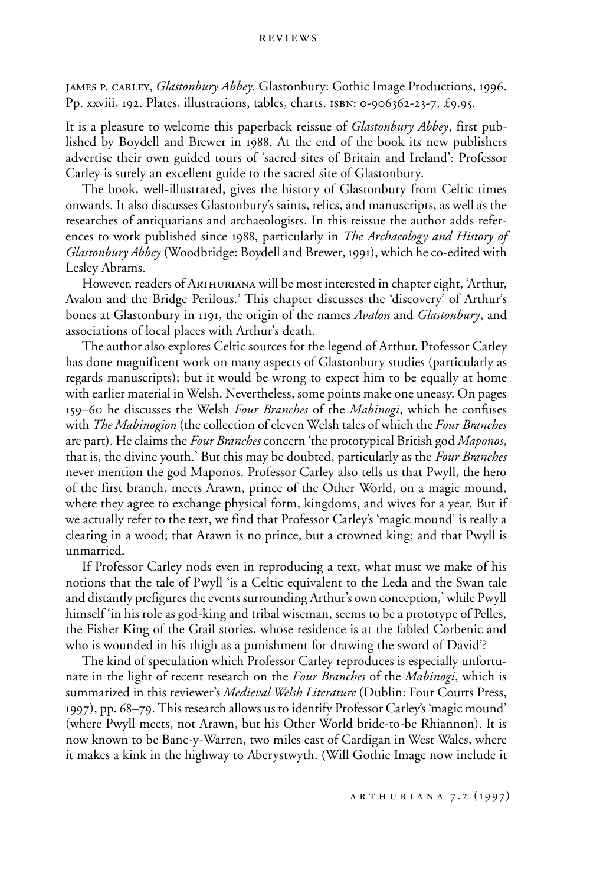JAMES P. CARLEY, *Glastonbury Abbey*. Glastonbury: Gothic Image Productions, 1996. Pp. xxviii, 192. Plates, illustrations, tables, charts. ISBN: 0-906362-23-7. £9.95.

It is a pleasure to welcome this paperback reissue of *Glastonbury Abbey*, first published by Boydell and Brewer in 1988. At the end of the book its new publishers advertise their own guided tours of 'sacred sites of Britain and Ireland': Professor Carley is surely an excellent guide to the sacred site of Glastonbury.

The book, well-illustrated, gives the history of Glastonbury from Celtic times onwards. It also discusses Glastonbury's saints, relics, and manuscripts, as well as the researches of antiquarians and archaeologists. In this reissue the author adds references to work published since 1988, particularly in *The Archaeology and History of Glastonbury Abbey* (Woodbridge: Boydell and Brewer, 1991), which he co-edited with Lesley Abrams.

However, readers of ARTHURIANA will be most interested in chapter eight, 'Arthur, Avalon and the Bridge Perilous.' This chapter discusses the 'discovery' of Arthur's bones at Glastonbury in 1191, the origin of the names *Avalon* and *Glastonbury*, and associations of local places with Arthur's death.

The author also explores Celtic sources for the legend of Arthur. Professor Carley has done magnificent work on many aspects of Glastonbury studies (particularly as regards manuscripts); but it would be wrong to expect him to be equally at home with earlier material in Welsh. Nevertheless, some points make one uneasy. On pages 159–60 he discusses the Welsh *Four Branches* of the *Mabinogi*, which he confuses with *The Mabinogion* (the collection of eleven Welsh tales of which the *Four Branches* are part). He claims the *Four Branches* concern 'the prototypical British god *Maponos*, that is, the divine youth.' But this may be doubted, particularly as the *Four Branches* never mention the god Maponos. Professor Carley also tells us that Pwyll, the hero of the first branch, meets Arawn, prince of the Other World, on a magic mound, where they agree to exchange physical form, kingdoms, and wives for a year. But if we actually refer to the text, we find that Professor Carley's 'magic mound' is really a clearing in a wood; that Arawn is no prince, but a crowned king; and that Pwyll is unmarried.

If Professor Carley nods even in reproducing a text, what must we make of his notions that the tale of Pwyll 'is a Celtic equivalent to the Leda and the Swan tale and distantly prefigures the events surrounding Arthur's own conception,' while Pwyll himself 'in his role as god-king and tribal wiseman, seems to be a prototype of Pelles, the Fisher King of the Grail stories, whose residence is at the fabled Corbenic and who is wounded in his thigh as a punishment for drawing the sword of David'?

The kind of speculation which Professor Carley reproduces is especially unfortunate in the light of recent research on the *Four Branches* of the *Mabinogi*, which is summarized in this reviewer's *Medieval Welsh Literature* (Dublin: Four Courts Press, 1997), pp. 68–79. This research allows us to identify Professor Carley's 'magic mound' (where Pwyll meets, not Arawn, but his Other World bride-to-be Rhiannon). It is now known to be Banc-y-Warren, two miles east of Cardigan in West Wales, where it makes a kink in the highway to Aberystwyth. (Will Gothic Image now include it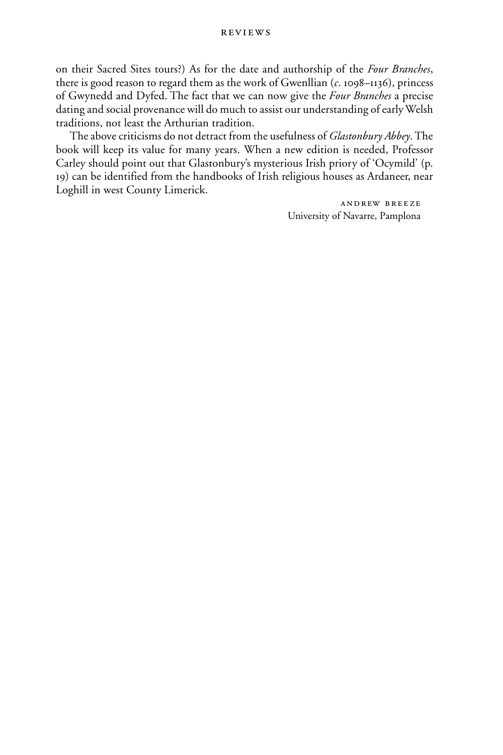on their Sacred Sites tours?) As for the date and authorship of the *Four Branches*, there is good reason to regard them as the work of Gwenllian (*c*. 1098–1136), princess of Gwynedd and Dyfed. The fact that we can now give the *Four Branches* a precise dating and social provenance will do much to assist our understanding of early Welsh traditions, not least the Arthurian tradition.

The above criticisms do not detract from the usefulness of *Glastonbury Abbey*. The book will keep its value for many years. When a new edition is needed, Professor Carley should point out that Glastonbury's mysterious Irish priory of 'Ocymild' (p. 19) can be identified from the handbooks of Irish religious houses as Ardaneer, near Loghill in west County Limerick.

ANDREW BREEZE
University of Navarre, Pamplona